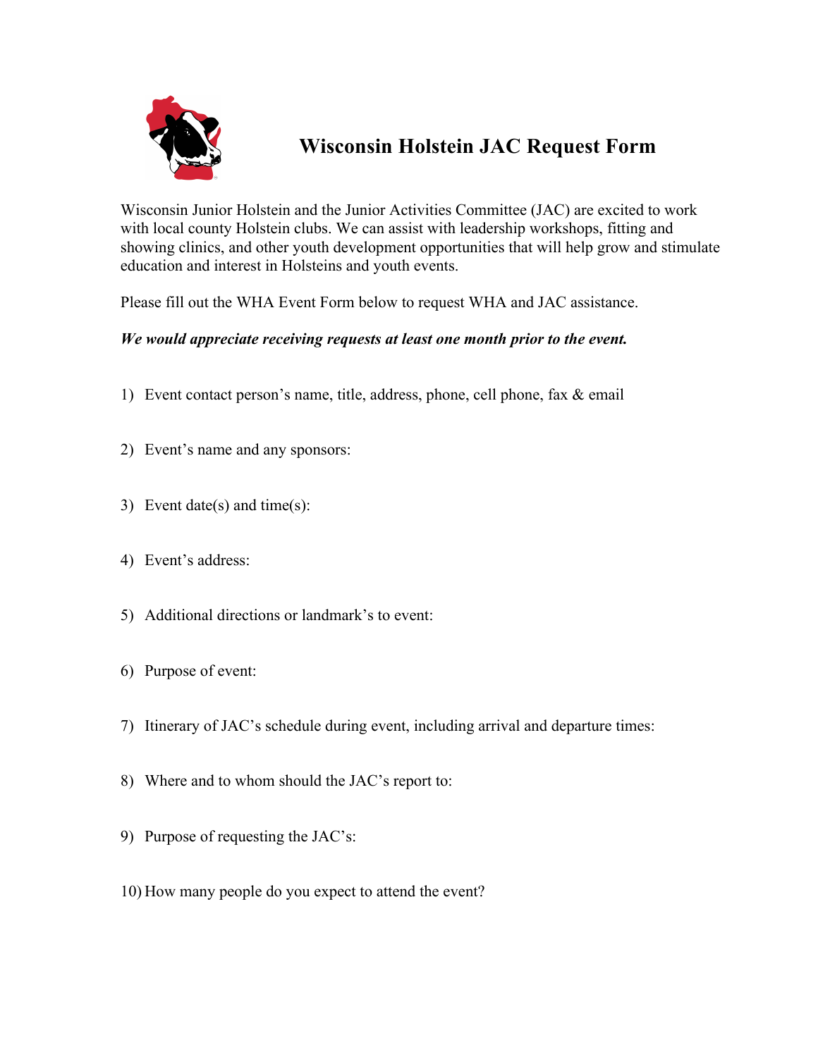# Wisconsin Holstein JAC Request Form

Wisconsin Junior Holstein and the Junior Activities Committee (JAC) are excited to work with local county Holstein clubs. We can assist with leadership workshops, fitting and showing clinics, and other youth development opportunities that will help grow and stimulate education and interest in Holsteins and youth events.

Please fill out the WHA Event Form below to request WHA and JAC assistance.

***We would appreciate receiving requests at least one month prior to the event.***

1) Event contact person's name, title, address, phone, cell phone, fax & email

2) Event's name and any sponsors:

3) Event date(s) and time(s):

4) Event's address:

5) Additional directions or landmark's to event:

6) Purpose of event:

7) Itinerary of JAC's schedule during event, including arrival and departure times:

8) Where and to whom should the JAC's report to:

9) Purpose of requesting the JAC's:

10) How many people do you expect to attend the event?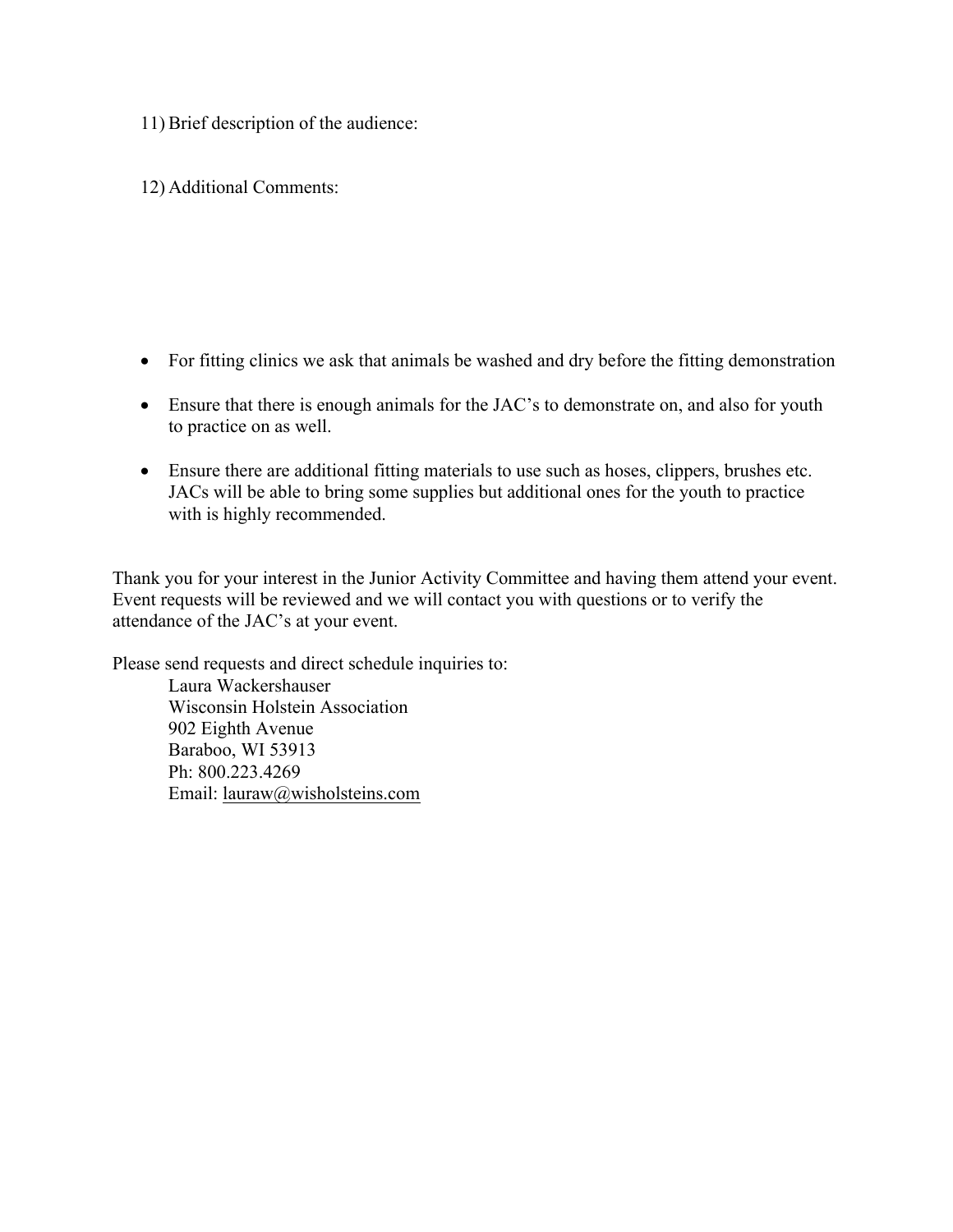11) Brief description of the audience:

12) Additional Comments:

- For fitting clinics we ask that animals be washed and dry before the fitting demonstration
- Ensure that there is enough animals for the JAC's to demonstrate on, and also for youth to practice on as well.
- Ensure there are additional fitting materials to use such as hoses, clippers, brushes etc. JACs will be able to bring some supplies but additional ones for the youth to practice with is highly recommended.

Thank you for your interest in the Junior Activity Committee and having them attend your event. Event requests will be reviewed and we will contact you with questions or to verify the attendance of the JAC's at your event.

Please send requests and direct schedule inquiries to:

Laura Wackershauser
Wisconsin Holstein Association
902 Eighth Avenue
Baraboo, WI 53913
Ph: 800.223.4269
Email: lauraw@wisholsteins.com